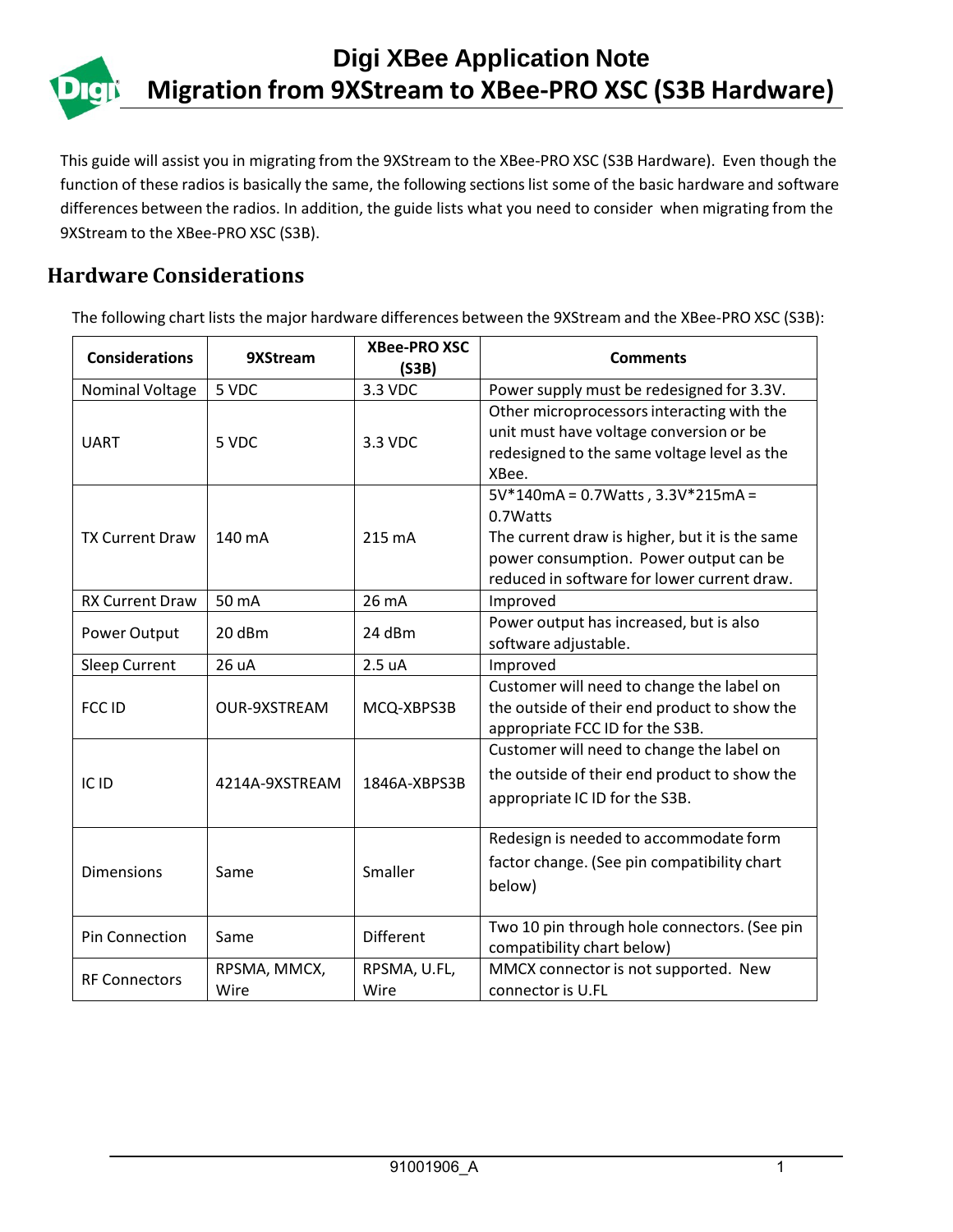# Digi XBee Application Note

# Migration from 9XStream to XBee-PRO XSC (S3B Hardware)

This guide will assist you in migrating from the 9XStream to the XBee-PRO XSC (S3B Hardware). Even though the function of these radios is basically the same, the following sections list some of the basic hardware and software differences between the radios. In addition, the guide lists what you need to consider when migrating from the 9XStream to the XBee-PRO XSC (S3B).

## Hardware Considerations

The following chart lists the major hardware differences between the 9XStream and the XBee-PRO XSC (S3B):

| Considerations | 9XStream | XBee-PRO XSC (S3B) | Comments |
|---|---|---|---|
| Nominal Voltage | 5 VDC | 3.3 VDC | Power supply must be redesigned for 3.3V. |
| UART | 5 VDC | 3.3 VDC | Other microprocessors interacting with the unit must have voltage conversion or be redesigned to the same voltage level as the XBee. |
| TX Current Draw | 140 mA | 215 mA | 5V*140mA = 0.7Watts , 3.3V*215mA = 0.7Watts<br>The current draw is higher, but it is the same power consumption. Power output can be reduced in software for lower current draw. |
| RX Current Draw | 50 mA | 26 mA | Improved |
| Power Output | 20 dBm | 24 dBm | Power output has increased, but is also software adjustable. |
| Sleep Current | 26 uA | 2.5 uA | Improved |
| FCC ID | OUR-9XSTREAM | MCQ-XBPS3B | Customer will need to change the label on the outside of their end product to show the appropriate FCC ID for the S3B. |
| IC ID | 4214A-9XSTREAM | 1846A-XBPS3B | Customer will need to change the label on the outside of their end product to show the appropriate IC ID for the S3B. |
| Dimensions | Same | Smaller | Redesign is needed to accommodate form factor change. (See pin compatibility chart below) |
| Pin Connection | Same | Different | Two 10 pin through hole connectors. (See pin compatibility chart below) |
| RF Connectors | RPSMA, MMCX, Wire | RPSMA, U.FL, Wire | MMCX connector is not supported. New connector is U.FL |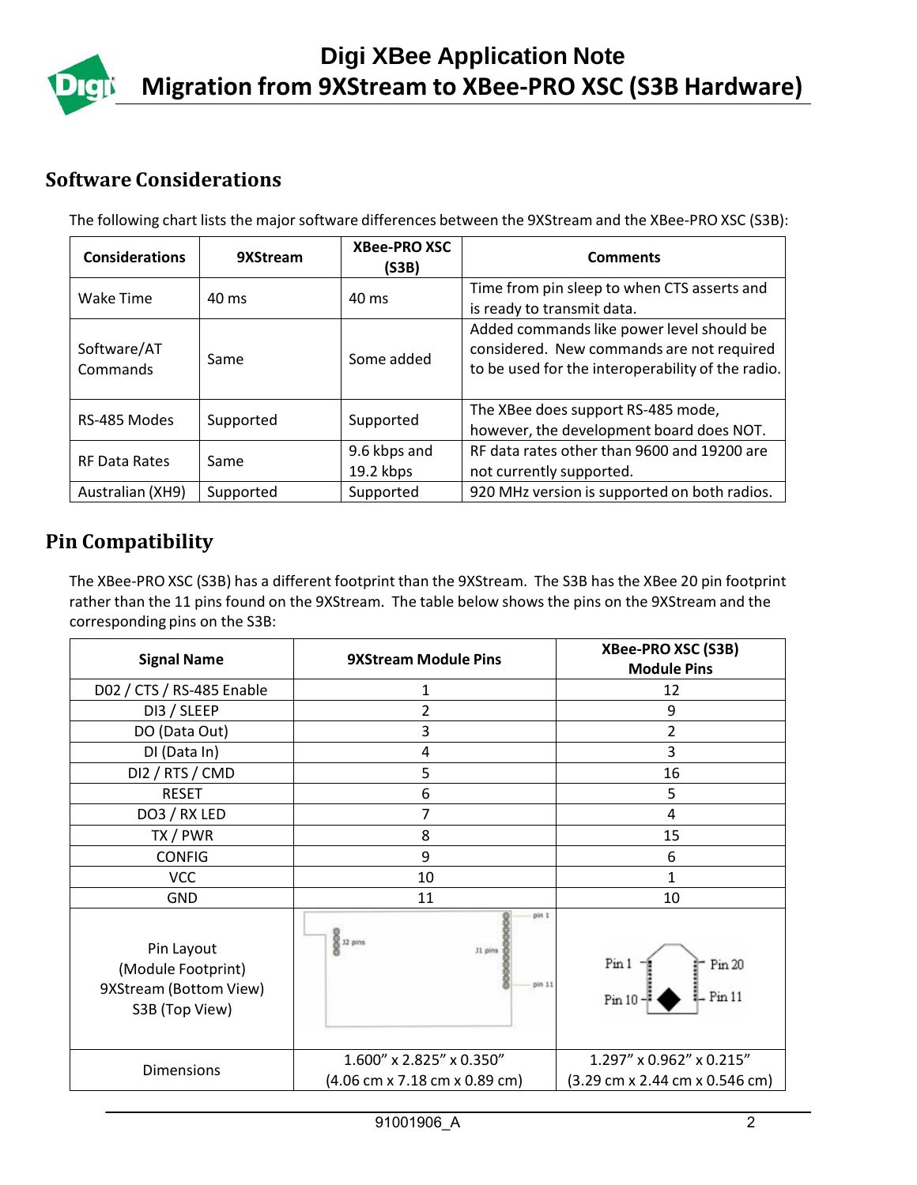## Software Considerations

The following chart lists the major software differences between the 9XStream and the XBee-PRO XSC (S3B):

| Considerations | 9XStream | XBee-PRO XSC (S3B) | Comments |
|---|---|---|---|
| Wake Time | 40 ms | 40 ms | Time from pin sleep to when CTS asserts and is ready to transmit data. |
| Software/AT Commands | Same | Some added | Added commands like power level should be considered. New commands are not required to be used for the interoperability of the radio. |
| RS-485 Modes | Supported | Supported | The XBee does support RS-485 mode, however, the development board does NOT. |
| RF Data Rates | Same | 9.6 kbps and 19.2 kbps | RF data rates other than 9600 and 19200 are not currently supported. |
| Australian (XH9) | Supported | Supported | 920 MHz version is supported on both radios. |

## Pin Compatibility

The XBee-PRO XSC (S3B) has a different footprint than the 9XStream. The S3B has the XBee 20 pin footprint rather than the 11 pins found on the 9XStream. The table below shows the pins on the 9XStream and the corresponding pins on the S3B:

| Signal Name | 9XStream Module Pins | XBee-PRO XSC (S3B) Module Pins |
|---|---|---|
| D02 / CTS / RS-485 Enable | 1 | 12 |
| DI3 / SLEEP | 2 | 9 |
| DO (Data Out) | 3 | 2 |
| DI (Data In) | 4 | 3 |
| DI2 / RTS / CMD | 5 | 16 |
| RESET | 6 | 5 |
| DO3 / RX LED | 7 | 4 |
| TX / PWR | 8 | 15 |
| CONFIG | 9 | 6 |
| VCC | 10 | 1 |
| GND | 11 | 10 |
| Pin Layout (Module Footprint) 9XStream (Bottom View) S3B (Top View) | pin 1, 11 pins, 12 pins, pin 11 | Pin 1, Pin 10, Pin 20, Pin 11 |
| Dimensions | 1.600" x 2.825" x 0.350" (4.06 cm x 7.18 cm x 0.89 cm) | 1.297" x 0.962" x 0.215" (3.29 cm x 2.44 cm x 0.546 cm) |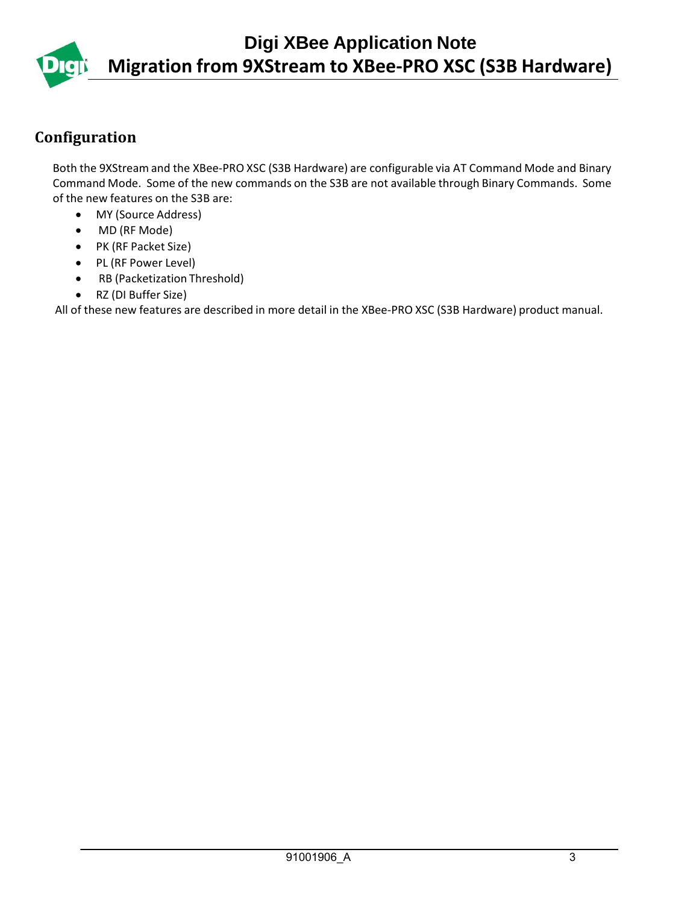## Configuration

Both the 9XStream and the XBee-PRO XSC (S3B Hardware) are configurable via AT Command Mode and Binary Command Mode. Some of the new commands on the S3B are not available through Binary Commands. Some of the new features on the S3B are:

- MY (Source Address)
- MD (RF Mode)
- PK (RF Packet Size)
- PL (RF Power Level)
- RB (Packetization Threshold)
- RZ (DI Buffer Size)

All of these new features are described in more detail in the XBee-PRO XSC (S3B Hardware) product manual.